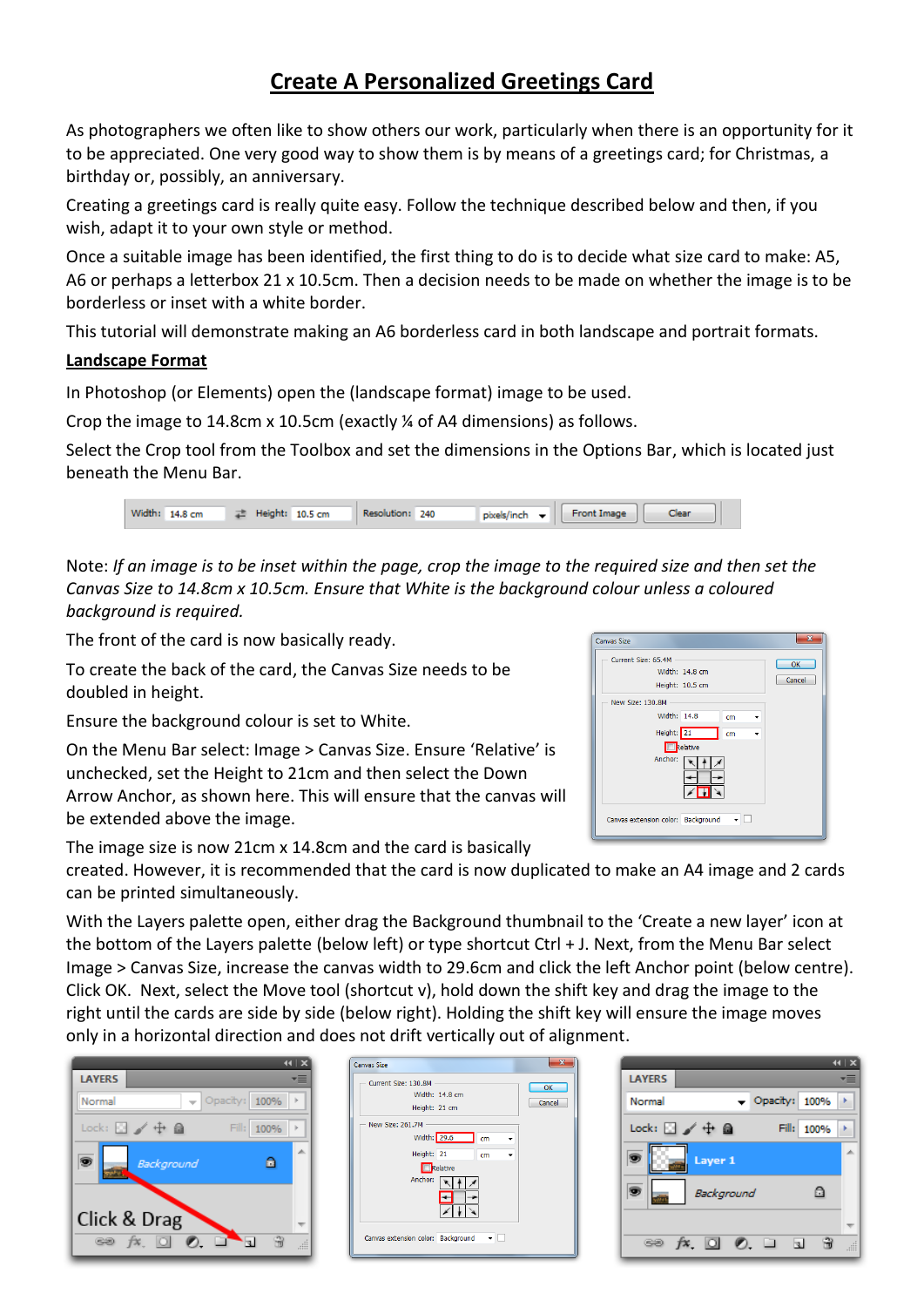# Create A Personalized Greetings Card

As photographers we often like to show others our work, particularly when there is an opportunity for it to be appreciated. One very good way to show them is by means of a greetings card; for Christmas, a birthday or, possibly, an anniversary.

Creating a greetings card is really quite easy. Follow the technique described below and then, if you wish, adapt it to your own style or method.

Once a suitable image has been identified, the first thing to do is to decide what size card to make: A5, A6 or perhaps a letterbox 21 x 10.5cm. Then a decision needs to be made on whether the image is to be borderless or inset with a white border.

This tutorial will demonstrate making an A6 borderless card in both landscape and portrait formats.

## Landscape Format

In Photoshop (or Elements) open the (landscape format) image to be used.

Crop the image to 14.8cm x 10.5cm (exactly ¼ of A4 dimensions) as follows.

Select the Crop tool from the Toolbox and set the dimensions in the Options Bar, which is located just beneath the Menu Bar.

Note: *If an image is to be inset within the page, crop the image to the required size and then set the Canvas Size to 14.8cm x 10.5cm. Ensure that White is the background colour unless a coloured background is required.*

The front of the card is now basically ready.

To create the back of the card, the Canvas Size needs to be doubled in height.

Ensure the background colour is set to White.

On the Menu Bar select: Image > Canvas Size. Ensure 'Relative' is unchecked, set the Height to 21cm and then select the Down Arrow Anchor, as shown here. This will ensure that the canvas will be extended above the image.

The image size is now 21cm x 14.8cm and the card is basically created. However, it is recommended that the card is now duplicated to make an A4 image and 2 cards can be printed simultaneously.

With the Layers palette open, either drag the Background thumbnail to the 'Create a new layer' icon at the bottom of the Layers palette (below left) or type shortcut Ctrl + J. Next, from the Menu Bar select Image > Canvas Size, increase the canvas width to 29.6cm and click the left Anchor point (below centre). Click OK. Next, select the Move tool (shortcut v), hold down the shift key and drag the image to the right until the cards are side by side (below right). Holding the shift key will ensure the image moves only in a horizontal direction and does not drift vertically out of alignment.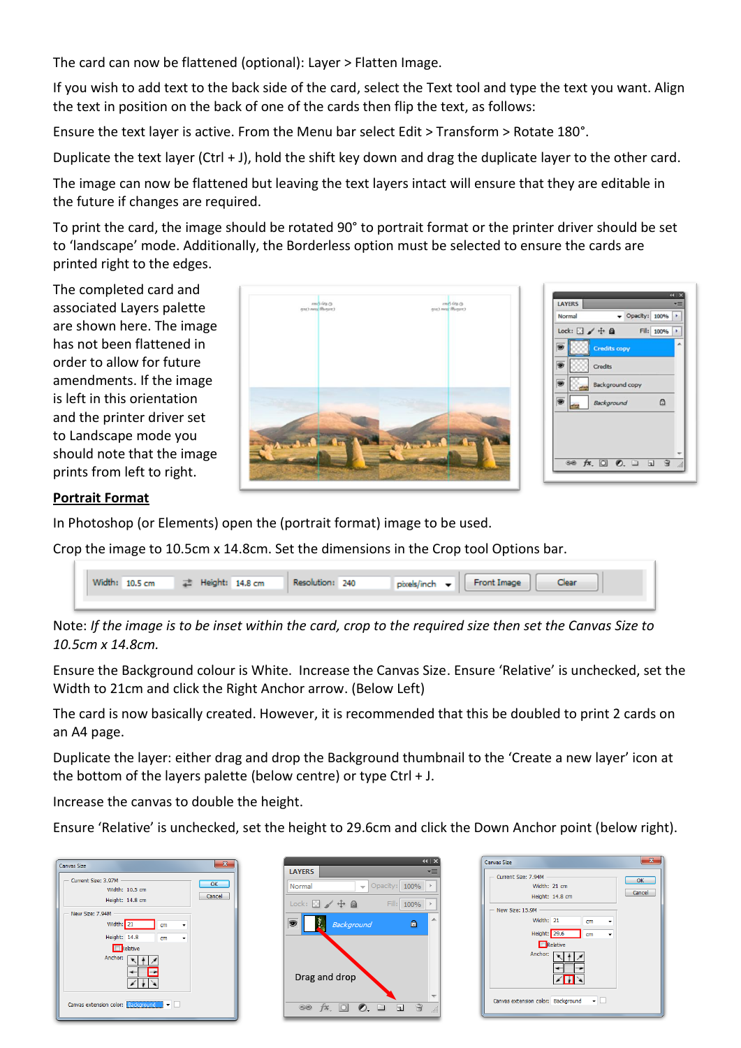The card can now be flattened (optional): Layer > Flatten Image.

If you wish to add text to the back side of the card, select the Text tool and type the text you want. Align the text in position on the back of one of the cards then flip the text, as follows:

Ensure the text layer is active. From the Menu bar select Edit > Transform > Rotate 180°.

Duplicate the text layer (Ctrl + J), hold the shift key down and drag the duplicate layer to the other card.

The image can now be flattened but leaving the text layers intact will ensure that they are editable in the future if changes are required.

To print the card, the image should be rotated 90° to portrait format or the printer driver should be set to 'landscape' mode. Additionally, the Borderless option must be selected to ensure the cards are printed right to the edges.

The completed card and associated Layers palette are shown here. The image has not been flattened in order to allow for future amendments. If the image is left in this orientation and the printer driver set to Landscape mode you should note that the image prints from left to right.

**Portrait Format**

In Photoshop (or Elements) open the (portrait format) image to be used.

Crop the image to 10.5cm x 14.8cm. Set the dimensions in the Crop tool Options bar.

Note: *If the image is to be inset within the card, crop to the required size then set the Canvas Size to 10.5cm x 14.8cm.*

Ensure the Background colour is White. Increase the Canvas Size. Ensure 'Relative' is unchecked, set the Width to 21cm and click the Right Anchor arrow. (Below Left)

The card is now basically created. However, it is recommended that this be doubled to print 2 cards on an A4 page.

Duplicate the layer: either drag and drop the Background thumbnail to the 'Create a new layer' icon at the bottom of the layers palette (below centre) or type Ctrl + J.

Increase the canvas to double the height.

Ensure 'Relative' is unchecked, set the height to 29.6cm and click the Down Anchor point (below right).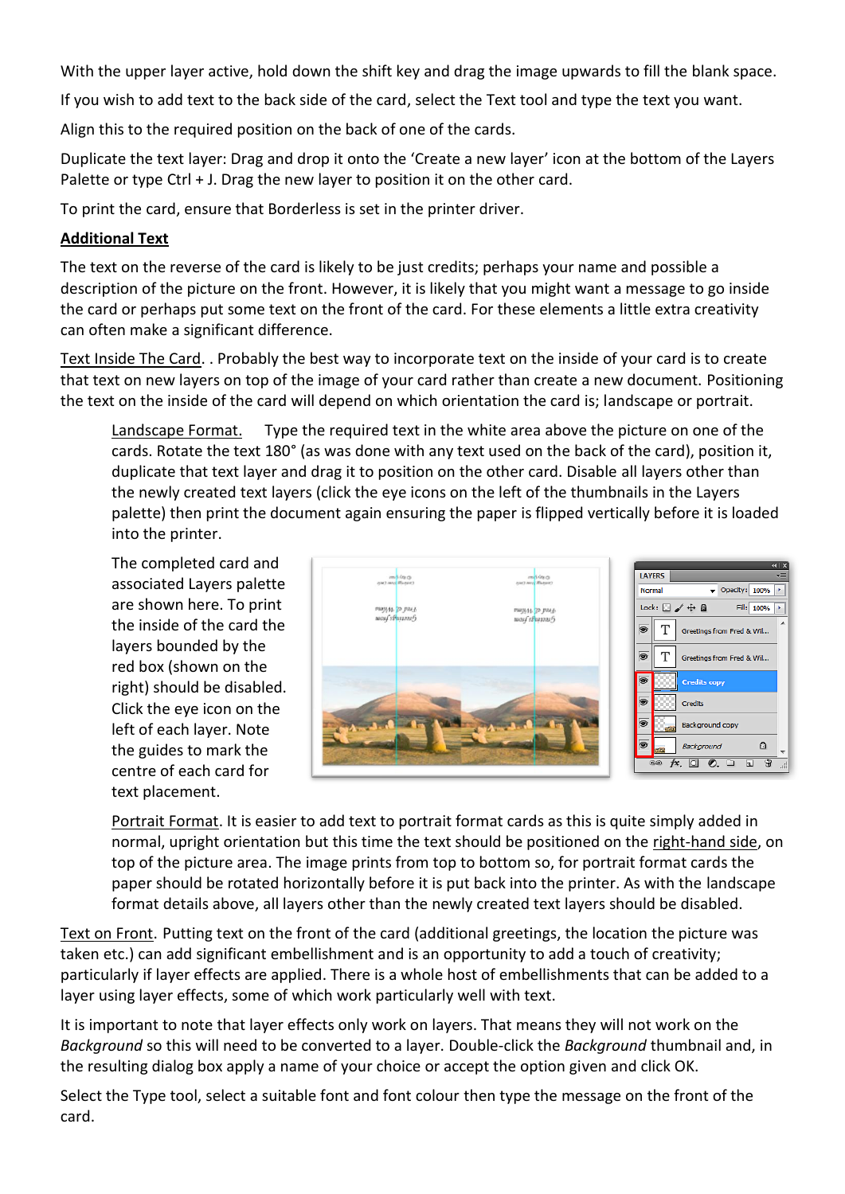With the upper layer active, hold down the shift key and drag the image upwards to fill the blank space.

If you wish to add text to the back side of the card, select the Text tool and type the text you want.

Align this to the required position on the back of one of the cards.

Duplicate the text layer: Drag and drop it onto the 'Create a new layer' icon at the bottom of the Layers Palette or type Ctrl + J. Drag the new layer to position it on the other card.

To print the card, ensure that Borderless is set in the printer driver.

## Additional Text

The text on the reverse of the card is likely to be just credits; perhaps your name and possible a description of the picture on the front. However, it is likely that you might want a message to go inside the card or perhaps put some text on the front of the card. For these elements a little extra creativity can often make a significant difference.

Text Inside The Card. . Probably the best way to incorporate text on the inside of your card is to create that text on new layers on top of the image of your card rather than create a new document. Positioning the text on the inside of the card will depend on which orientation the card is; landscape or portrait.

Landscape Format. Type the required text in the white area above the picture on one of the cards. Rotate the text 180° (as was done with any text used on the back of the card), position it, duplicate that text layer and drag it to position on the other card. Disable all layers other than the newly created text layers (click the eye icons on the left of the thumbnails in the Layers palette) then print the document again ensuring the paper is flipped vertically before it is loaded into the printer.

The completed card and associated Layers palette are shown here. To print the inside of the card the layers bounded by the red box (shown on the right) should be disabled. Click the eye icon on the left of each layer. Note the guides to mark the centre of each card for text placement.

Portrait Format. It is easier to add text to portrait format cards as this is quite simply added in normal, upright orientation but this time the text should be positioned on the right-hand side, on top of the picture area. The image prints from top to bottom so, for portrait format cards the paper should be rotated horizontally before it is put back into the printer. As with the landscape format details above, all layers other than the newly created text layers should be disabled.

Text on Front. Putting text on the front of the card (additional greetings, the location the picture was taken etc.) can add significant embellishment and is an opportunity to add a touch of creativity; particularly if layer effects are applied. There is a whole host of embellishments that can be added to a layer using layer effects, some of which work particularly well with text.

It is important to note that layer effects only work on layers. That means they will not work on the *Background* so this will need to be converted to a layer. Double-click the *Background* thumbnail and, in the resulting dialog box apply a name of your choice or accept the option given and click OK.

Select the Type tool, select a suitable font and font colour then type the message on the front of the card.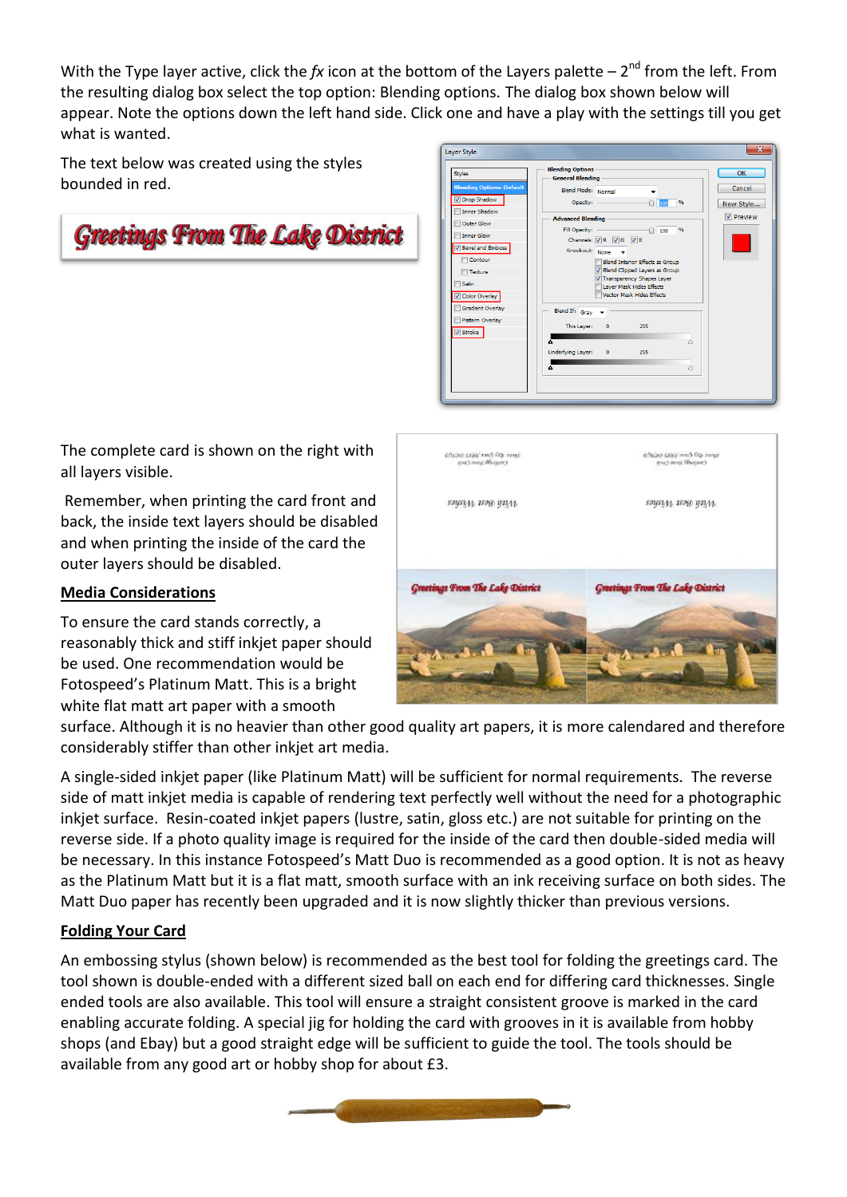With the Type layer active, click the *fx* icon at the bottom of the Layers palette – 2nd from the left. From the resulting dialog box select the top option: Blending options. The dialog box shown below will appear. Note the options down the left hand side. Click one and have a play with the settings till you get what is wanted.

The text below was created using the styles bounded in red.

The complete card is shown on the right with all layers visible.

Remember, when printing the card front and back, the inside text layers should be disabled and when printing the inside of the card the outer layers should be disabled.

## Media Considerations

To ensure the card stands correctly, a reasonably thick and stiff inkjet paper should be used. One recommendation would be Fotospeed's Platinum Matt. This is a bright white flat matt art paper with a smooth surface. Although it is no heavier than other good quality art papers, it is more calendared and therefore considerably stiffer than other inkjet art media.

A single-sided inkjet paper (like Platinum Matt) will be sufficient for normal requirements. The reverse side of matt inkjet media is capable of rendering text perfectly well without the need for a photographic inkjet surface. Resin-coated inkjet papers (lustre, satin, gloss etc.) are not suitable for printing on the reverse side. If a photo quality image is required for the inside of the card then double-sided media will be necessary. In this instance Fotospeed's Matt Duo is recommended as a good option. It is not as heavy as the Platinum Matt but it is a flat matt, smooth surface with an ink receiving surface on both sides. The Matt Duo paper has recently been upgraded and it is now slightly thicker than previous versions.

## Folding Your Card

An embossing stylus (shown below) is recommended as the best tool for folding the greetings card. The tool shown is double-ended with a different sized ball on each end for differing card thicknesses. Single ended tools are also available. This tool will ensure a straight consistent groove is marked in the card enabling accurate folding. A special jig for holding the card with grooves in it is available from hobby shops (and Ebay) but a good straight edge will be sufficient to guide the tool. The tools should be available from any good art or hobby shop for about £3.